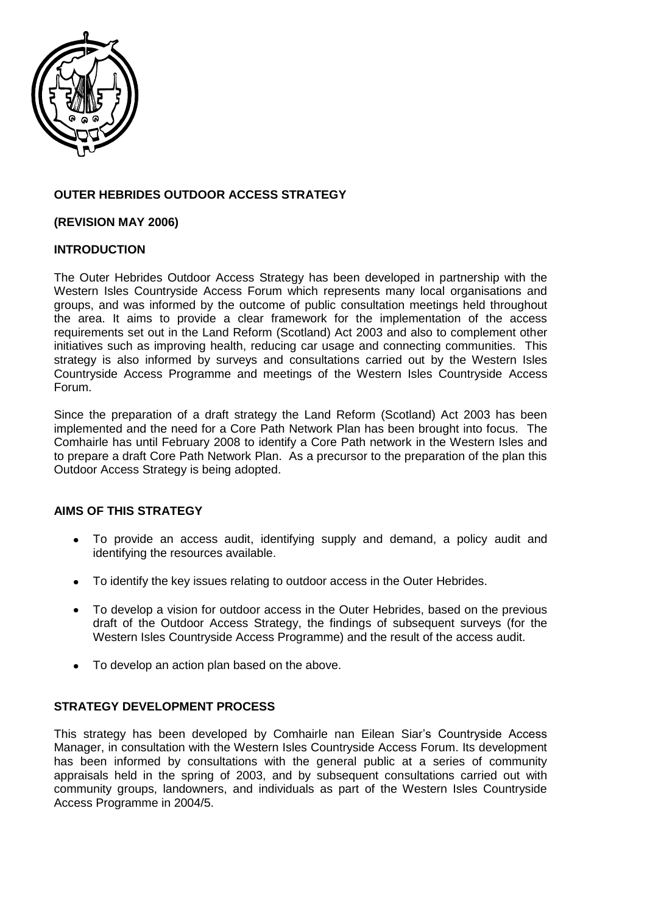# OUTER HEBRIDES OUTDOOR ACCESS STRATEGY

**(REVISION MAY 2006)**

## INTRODUCTION

The Outer Hebrides Outdoor Access Strategy has been developed in partnership with the Western Isles Countryside Access Forum which represents many local organisations and groups, and was informed by the outcome of public consultation meetings held throughout the area. It aims to provide a clear framework for the implementation of the access requirements set out in the Land Reform (Scotland) Act 2003 and also to complement other initiatives such as improving health, reducing car usage and connecting communities. This strategy is also informed by surveys and consultations carried out by the Western Isles Countryside Access Programme and meetings of the Western Isles Countryside Access Forum.

Since the preparation of a draft strategy the Land Reform (Scotland) Act 2003 has been implemented and the need for a Core Path Network Plan has been brought into focus. The Comhairle has until February 2008 to identify a Core Path network in the Western Isles and to prepare a draft Core Path Network Plan. As a precursor to the preparation of the plan this Outdoor Access Strategy is being adopted.

## AIMS OF THIS STRATEGY

- To provide an access audit, identifying supply and demand, a policy audit and identifying the resources available.
- To identify the key issues relating to outdoor access in the Outer Hebrides.
- To develop a vision for outdoor access in the Outer Hebrides, based on the previous draft of the Outdoor Access Strategy, the findings of subsequent surveys (for the Western Isles Countryside Access Programme) and the result of the access audit.
- To develop an action plan based on the above.

## STRATEGY DEVELOPMENT PROCESS

This strategy has been developed by Comhairle nan Eilean Siar's Countryside Access Manager, in consultation with the Western Isles Countryside Access Forum. Its development has been informed by consultations with the general public at a series of community appraisals held in the spring of 2003, and by subsequent consultations carried out with community groups, landowners, and individuals as part of the Western Isles Countryside Access Programme in 2004/5.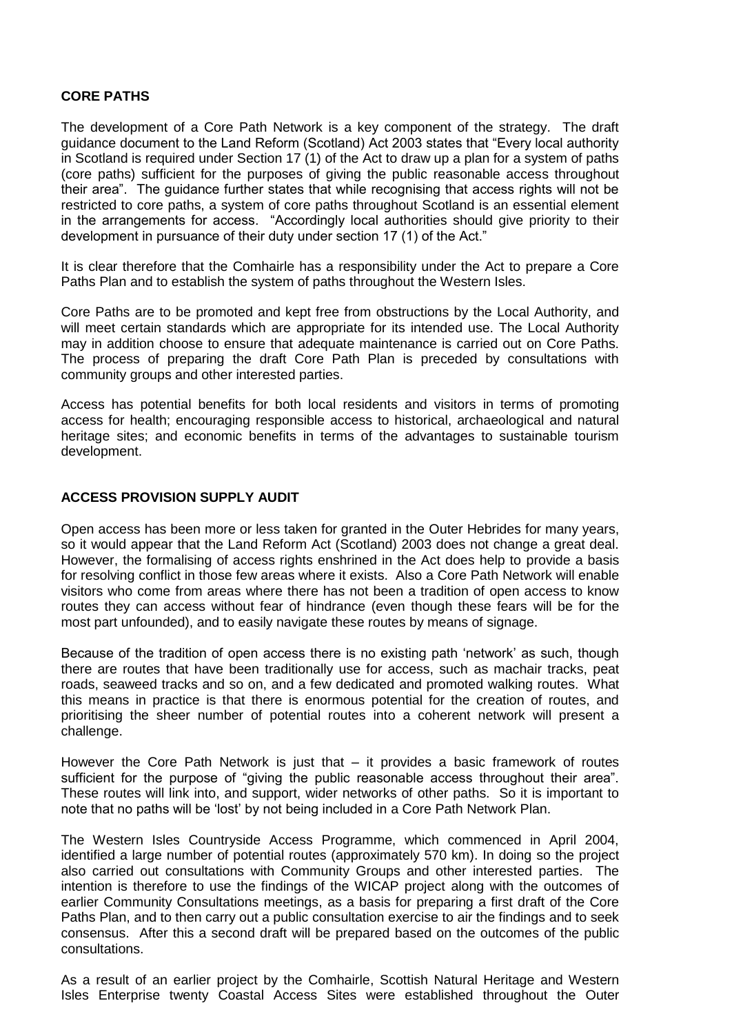## CORE PATHS

The development of a Core Path Network is a key component of the strategy. The draft guidance document to the Land Reform (Scotland) Act 2003 states that "Every local authority in Scotland is required under Section 17 (1) of the Act to draw up a plan for a system of paths (core paths) sufficient for the purposes of giving the public reasonable access throughout their area". The guidance further states that while recognising that access rights will not be restricted to core paths, a system of core paths throughout Scotland is an essential element in the arrangements for access. "Accordingly local authorities should give priority to their development in pursuance of their duty under section 17 (1) of the Act."

It is clear therefore that the Comhairle has a responsibility under the Act to prepare a Core Paths Plan and to establish the system of paths throughout the Western Isles.

Core Paths are to be promoted and kept free from obstructions by the Local Authority, and will meet certain standards which are appropriate for its intended use. The Local Authority may in addition choose to ensure that adequate maintenance is carried out on Core Paths. The process of preparing the draft Core Path Plan is preceded by consultations with community groups and other interested parties.

Access has potential benefits for both local residents and visitors in terms of promoting access for health; encouraging responsible access to historical, archaeological and natural heritage sites; and economic benefits in terms of the advantages to sustainable tourism development.

## ACCESS PROVISION SUPPLY AUDIT

Open access has been more or less taken for granted in the Outer Hebrides for many years, so it would appear that the Land Reform Act (Scotland) 2003 does not change a great deal. However, the formalising of access rights enshrined in the Act does help to provide a basis for resolving conflict in those few areas where it exists. Also a Core Path Network will enable visitors who come from areas where there has not been a tradition of open access to know routes they can access without fear of hindrance (even though these fears will be for the most part unfounded), and to easily navigate these routes by means of signage.

Because of the tradition of open access there is no existing path 'network' as such, though there are routes that have been traditionally use for access, such as machair tracks, peat roads, seaweed tracks and so on, and a few dedicated and promoted walking routes. What this means in practice is that there is enormous potential for the creation of routes, and prioritising the sheer number of potential routes into a coherent network will present a challenge.

However the Core Path Network is just that – it provides a basic framework of routes sufficient for the purpose of "giving the public reasonable access throughout their area". These routes will link into, and support, wider networks of other paths. So it is important to note that no paths will be 'lost' by not being included in a Core Path Network Plan.

The Western Isles Countryside Access Programme, which commenced in April 2004, identified a large number of potential routes (approximately 570 km). In doing so the project also carried out consultations with Community Groups and other interested parties. The intention is therefore to use the findings of the WICAP project along with the outcomes of earlier Community Consultations meetings, as a basis for preparing a first draft of the Core Paths Plan, and to then carry out a public consultation exercise to air the findings and to seek consensus. After this a second draft will be prepared based on the outcomes of the public consultations.

As a result of an earlier project by the Comhairle, Scottish Natural Heritage and Western Isles Enterprise twenty Coastal Access Sites were established throughout the Outer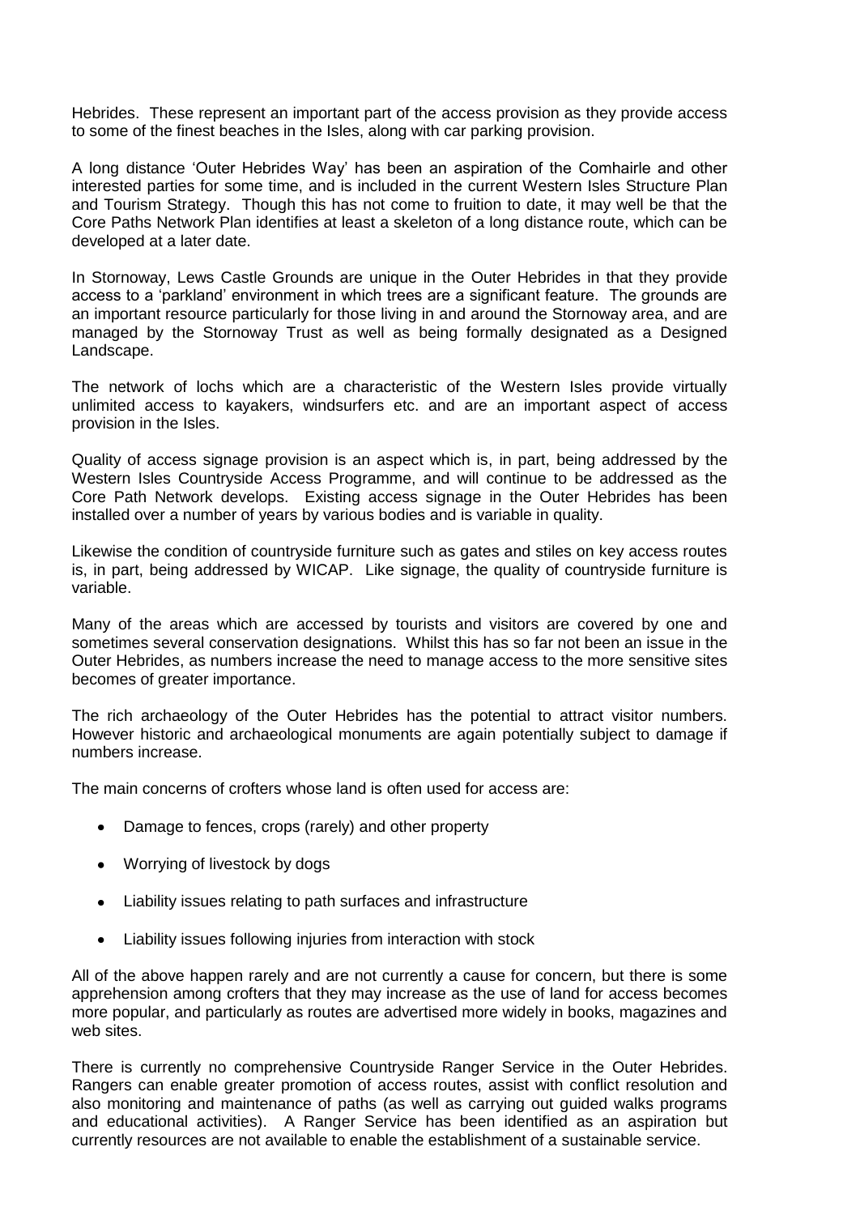Hebrides. These represent an important part of the access provision as they provide access to some of the finest beaches in the Isles, along with car parking provision.

A long distance 'Outer Hebrides Way' has been an aspiration of the Comhairle and other interested parties for some time, and is included in the current Western Isles Structure Plan and Tourism Strategy. Though this has not come to fruition to date, it may well be that the Core Paths Network Plan identifies at least a skeleton of a long distance route, which can be developed at a later date.

In Stornoway, Lews Castle Grounds are unique in the Outer Hebrides in that they provide access to a 'parkland' environment in which trees are a significant feature. The grounds are an important resource particularly for those living in and around the Stornoway area, and are managed by the Stornoway Trust as well as being formally designated as a Designed Landscape.

The network of lochs which are a characteristic of the Western Isles provide virtually unlimited access to kayakers, windsurfers etc. and are an important aspect of access provision in the Isles.

Quality of access signage provision is an aspect which is, in part, being addressed by the Western Isles Countryside Access Programme, and will continue to be addressed as the Core Path Network develops. Existing access signage in the Outer Hebrides has been installed over a number of years by various bodies and is variable in quality.

Likewise the condition of countryside furniture such as gates and stiles on key access routes is, in part, being addressed by WICAP. Like signage, the quality of countryside furniture is variable.

Many of the areas which are accessed by tourists and visitors are covered by one and sometimes several conservation designations. Whilst this has so far not been an issue in the Outer Hebrides, as numbers increase the need to manage access to the more sensitive sites becomes of greater importance.

The rich archaeology of the Outer Hebrides has the potential to attract visitor numbers. However historic and archaeological monuments are again potentially subject to damage if numbers increase.

The main concerns of crofters whose land is often used for access are:

- Damage to fences, crops (rarely) and other property
- Worrying of livestock by dogs
- Liability issues relating to path surfaces and infrastructure
- Liability issues following injuries from interaction with stock

All of the above happen rarely and are not currently a cause for concern, but there is some apprehension among crofters that they may increase as the use of land for access becomes more popular, and particularly as routes are advertised more widely in books, magazines and web sites.

There is currently no comprehensive Countryside Ranger Service in the Outer Hebrides. Rangers can enable greater promotion of access routes, assist with conflict resolution and also monitoring and maintenance of paths (as well as carrying out guided walks programs and educational activities). A Ranger Service has been identified as an aspiration but currently resources are not available to enable the establishment of a sustainable service.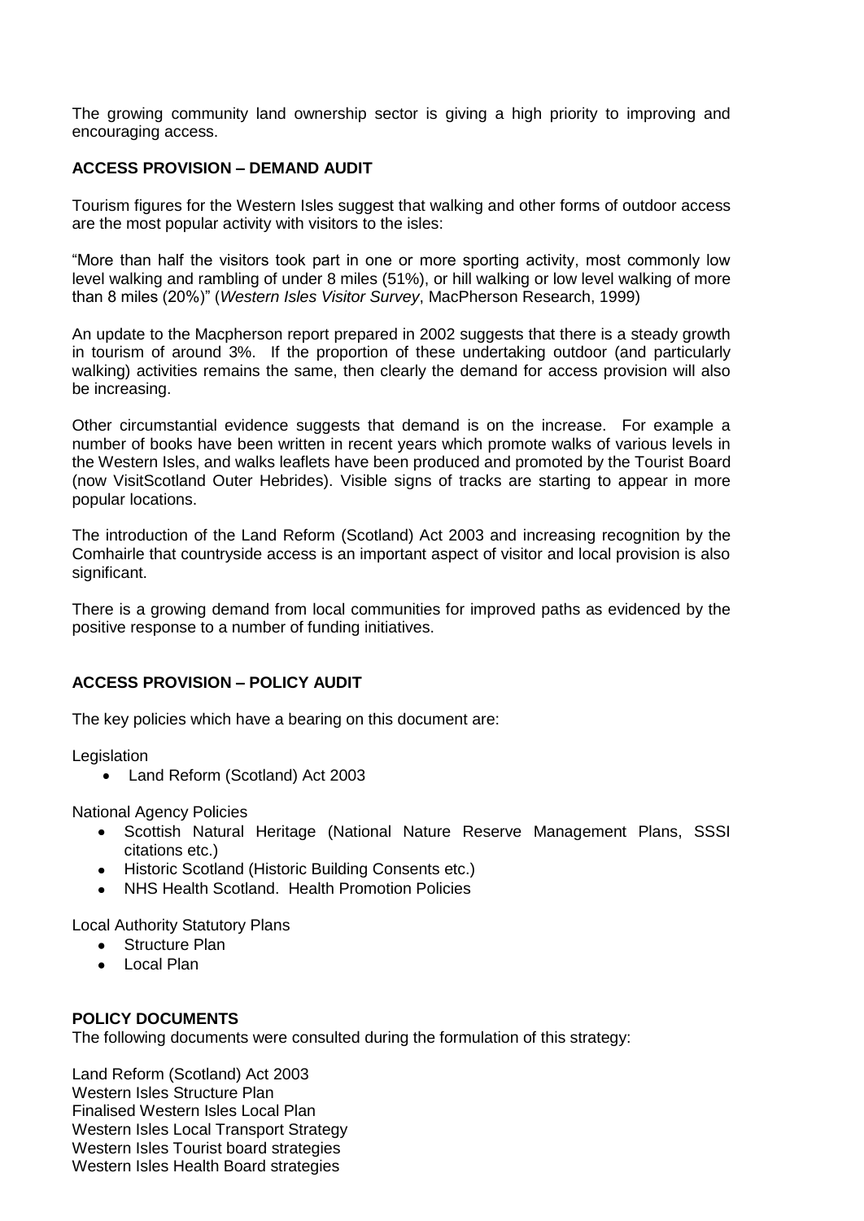The growing community land ownership sector is giving a high priority to improving and encouraging access.

## ACCESS PROVISION – DEMAND AUDIT

Tourism figures for the Western Isles suggest that walking and other forms of outdoor access are the most popular activity with visitors to the isles:

"More than half the visitors took part in one or more sporting activity, most commonly low level walking and rambling of under 8 miles (51%), or hill walking or low level walking of more than 8 miles (20%)" (*Western Isles Visitor Survey*, MacPherson Research, 1999)

An update to the Macpherson report prepared in 2002 suggests that there is a steady growth in tourism of around 3%. If the proportion of these undertaking outdoor (and particularly walking) activities remains the same, then clearly the demand for access provision will also be increasing.

Other circumstantial evidence suggests that demand is on the increase. For example a number of books have been written in recent years which promote walks of various levels in the Western Isles, and walks leaflets have been produced and promoted by the Tourist Board (now VisitScotland Outer Hebrides). Visible signs of tracks are starting to appear in more popular locations.

The introduction of the Land Reform (Scotland) Act 2003 and increasing recognition by the Comhairle that countryside access is an important aspect of visitor and local provision is also significant.

There is a growing demand from local communities for improved paths as evidenced by the positive response to a number of funding initiatives.

## ACCESS PROVISION – POLICY AUDIT

The key policies which have a bearing on this document are:

Legislation

- Land Reform (Scotland) Act 2003

National Agency Policies

- Scottish Natural Heritage (National Nature Reserve Management Plans, SSSI citations etc.)
- Historic Scotland (Historic Building Consents etc.)
- NHS Health Scotland. Health Promotion Policies

Local Authority Statutory Plans

- Structure Plan
- Local Plan

## POLICY DOCUMENTS

The following documents were consulted during the formulation of this strategy:

Land Reform (Scotland) Act 2003
Western Isles Structure Plan
Finalised Western Isles Local Plan
Western Isles Local Transport Strategy
Western Isles Tourist board strategies
Western Isles Health Board strategies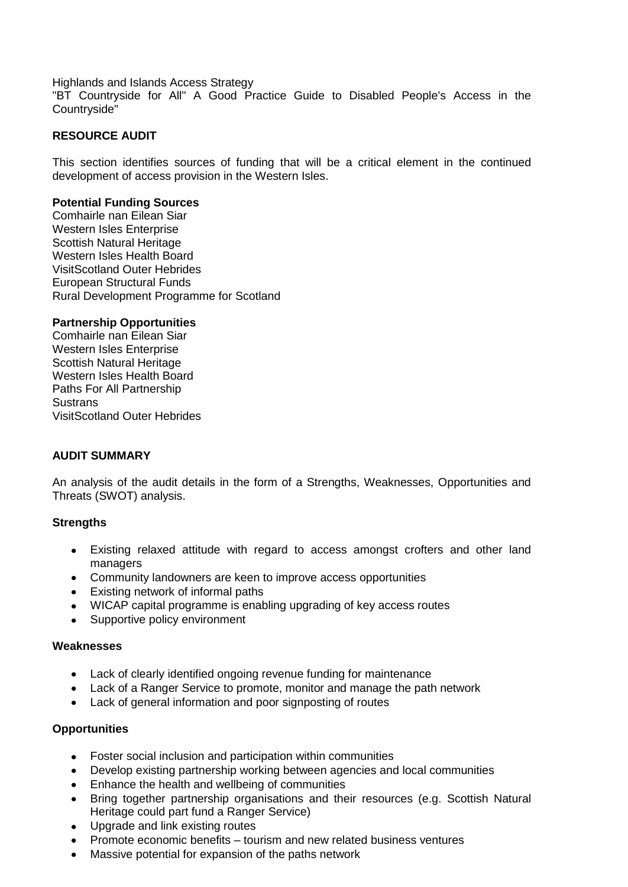Highlands and Islands Access Strategy
"BT Countryside for All" A Good Practice Guide to Disabled People's Access in the Countryside"

**RESOURCE AUDIT**

This section identifies sources of funding that will be a critical element in the continued development of access provision in the Western Isles.

**Potential Funding Sources**
Comhairle nan Eilean Siar
Western Isles Enterprise
Scottish Natural Heritage
Western Isles Health Board
VisitScotland Outer Hebrides
European Structural Funds
Rural Development Programme for Scotland

**Partnership Opportunities**
Comhairle nan Eilean Siar
Western Isles Enterprise
Scottish Natural Heritage
Western Isles Health Board
Paths For All Partnership
Sustrans
VisitScotland Outer Hebrides

**AUDIT SUMMARY**

An analysis of the audit details in the form of a Strengths, Weaknesses, Opportunities and Threats (SWOT) analysis.

**Strengths**

- Existing relaxed attitude with regard to access amongst crofters and other land managers
- Community landowners are keen to improve access opportunities
- Existing network of informal paths
- WICAP capital programme is enabling upgrading of key access routes
- Supportive policy environment

**Weaknesses**

- Lack of clearly identified ongoing revenue funding for maintenance
- Lack of a Ranger Service to promote, monitor and manage the path network
- Lack of general information and poor signposting of routes

**Opportunities**

- Foster social inclusion and participation within communities
- Develop existing partnership working between agencies and local communities
- Enhance the health and wellbeing of communities
- Bring together partnership organisations and their resources (e.g. Scottish Natural Heritage could part fund a Ranger Service)
- Upgrade and link existing routes
- Promote economic benefits – tourism and new related business ventures
- Massive potential for expansion of the paths network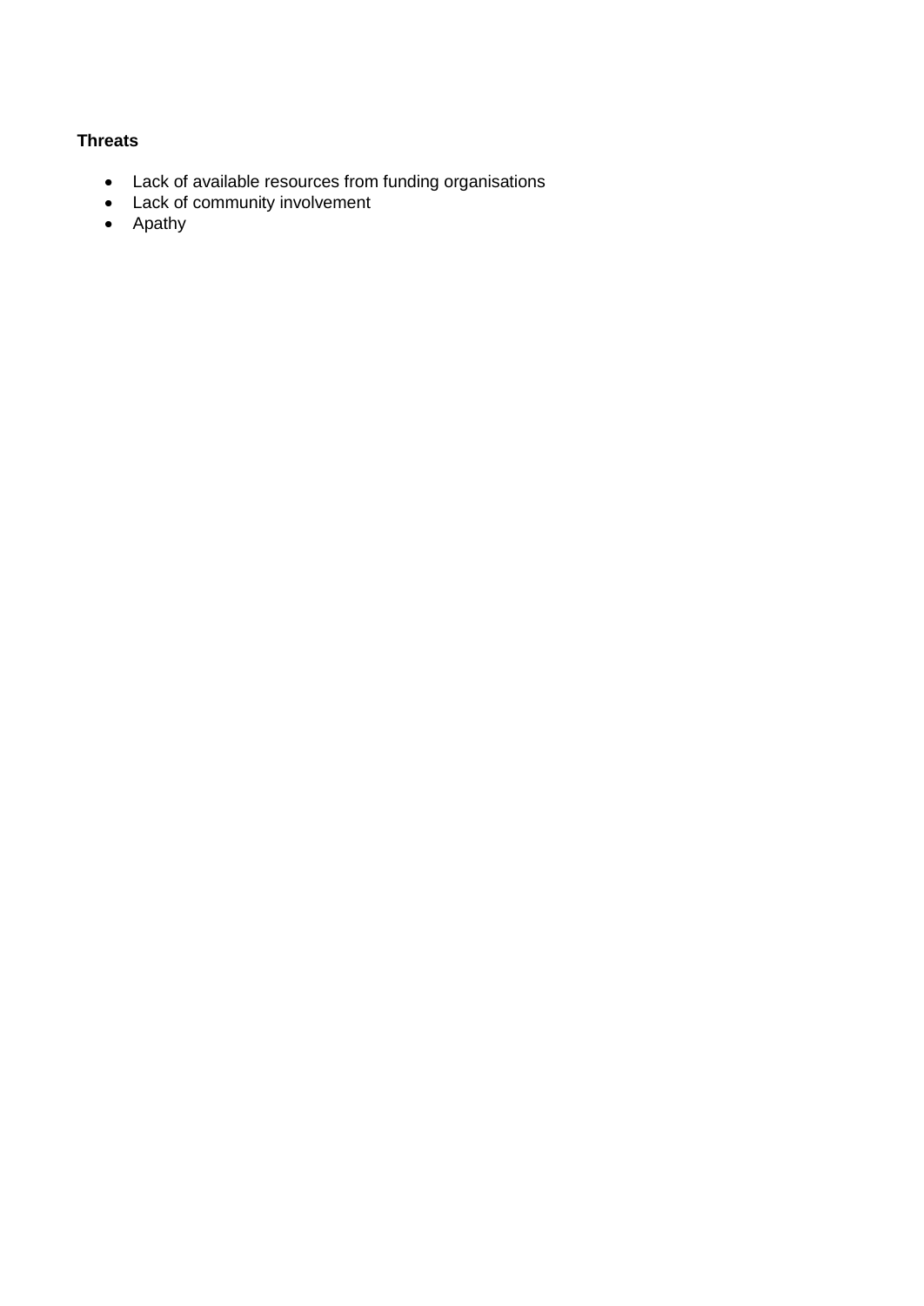**Threats**

- Lack of available resources from funding organisations
- Lack of community involvement
- Apathy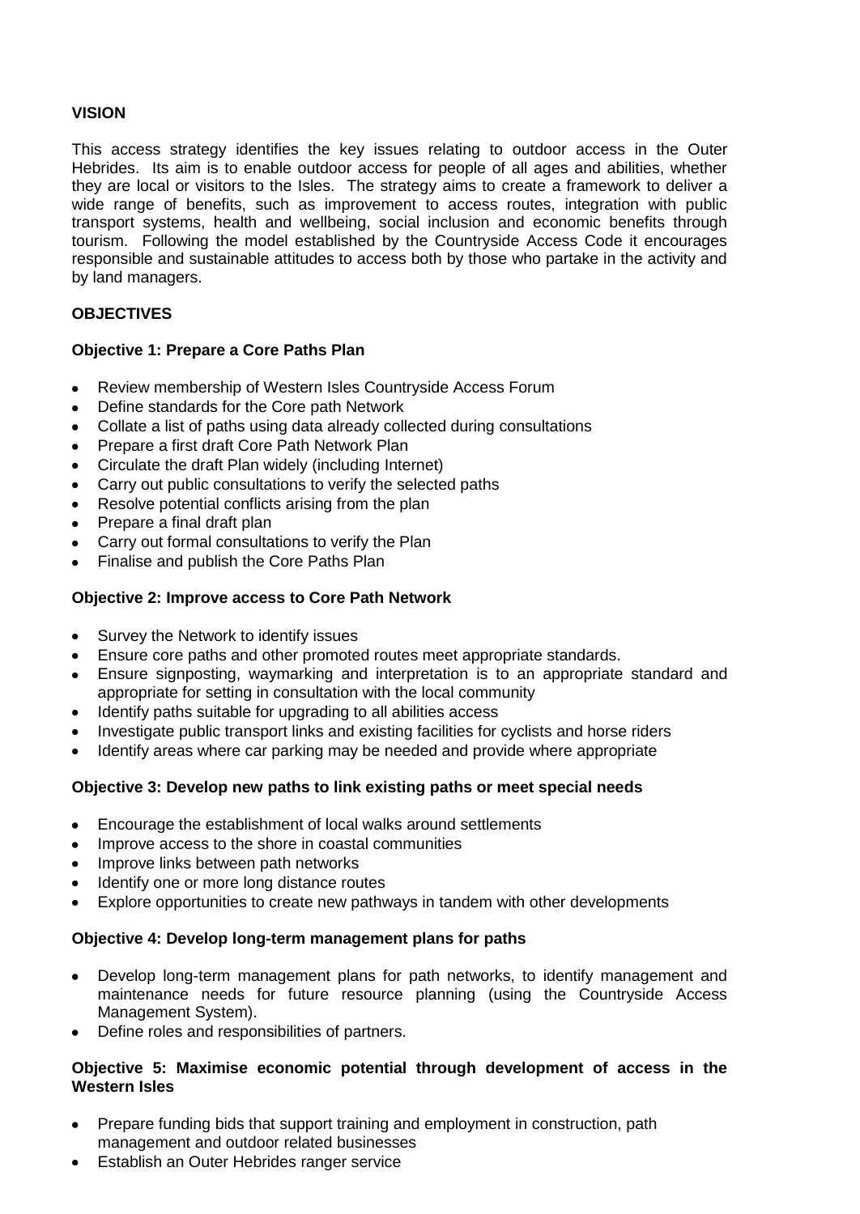**VISION**

This access strategy identifies the key issues relating to outdoor access in the Outer Hebrides. Its aim is to enable outdoor access for people of all ages and abilities, whether they are local or visitors to the Isles. The strategy aims to create a framework to deliver a wide range of benefits, such as improvement to access routes, integration with public transport systems, health and wellbeing, social inclusion and economic benefits through tourism. Following the model established by the Countryside Access Code it encourages responsible and sustainable attitudes to access both by those who partake in the activity and by land managers.

**OBJECTIVES**

**Objective 1: Prepare a Core Paths Plan**

- Review membership of Western Isles Countryside Access Forum
- Define standards for the Core path Network
- Collate a list of paths using data already collected during consultations
- Prepare a first draft Core Path Network Plan
- Circulate the draft Plan widely (including Internet)
- Carry out public consultations to verify the selected paths
- Resolve potential conflicts arising from the plan
- Prepare a final draft plan
- Carry out formal consultations to verify the Plan
- Finalise and publish the Core Paths Plan

**Objective 2: Improve access to Core Path Network**

- Survey the Network to identify issues
- Ensure core paths and other promoted routes meet appropriate standards.
- Ensure signposting, waymarking and interpretation is to an appropriate standard and appropriate for setting in consultation with the local community
- Identify paths suitable for upgrading to all abilities access
- Investigate public transport links and existing facilities for cyclists and horse riders
- Identify areas where car parking may be needed and provide where appropriate

**Objective 3: Develop new paths to link existing paths or meet special needs**

- Encourage the establishment of local walks around settlements
- Improve access to the shore in coastal communities
- Improve links between path networks
- Identify one or more long distance routes
- Explore opportunities to create new pathways in tandem with other developments

**Objective 4: Develop long-term management plans for paths**

- Develop long-term management plans for path networks, to identify management and maintenance needs for future resource planning (using the Countryside Access Management System).
- Define roles and responsibilities of partners.

**Objective 5: Maximise economic potential through development of access in the Western Isles**

- Prepare funding bids that support training and employment in construction, path management and outdoor related businesses
- Establish an Outer Hebrides ranger service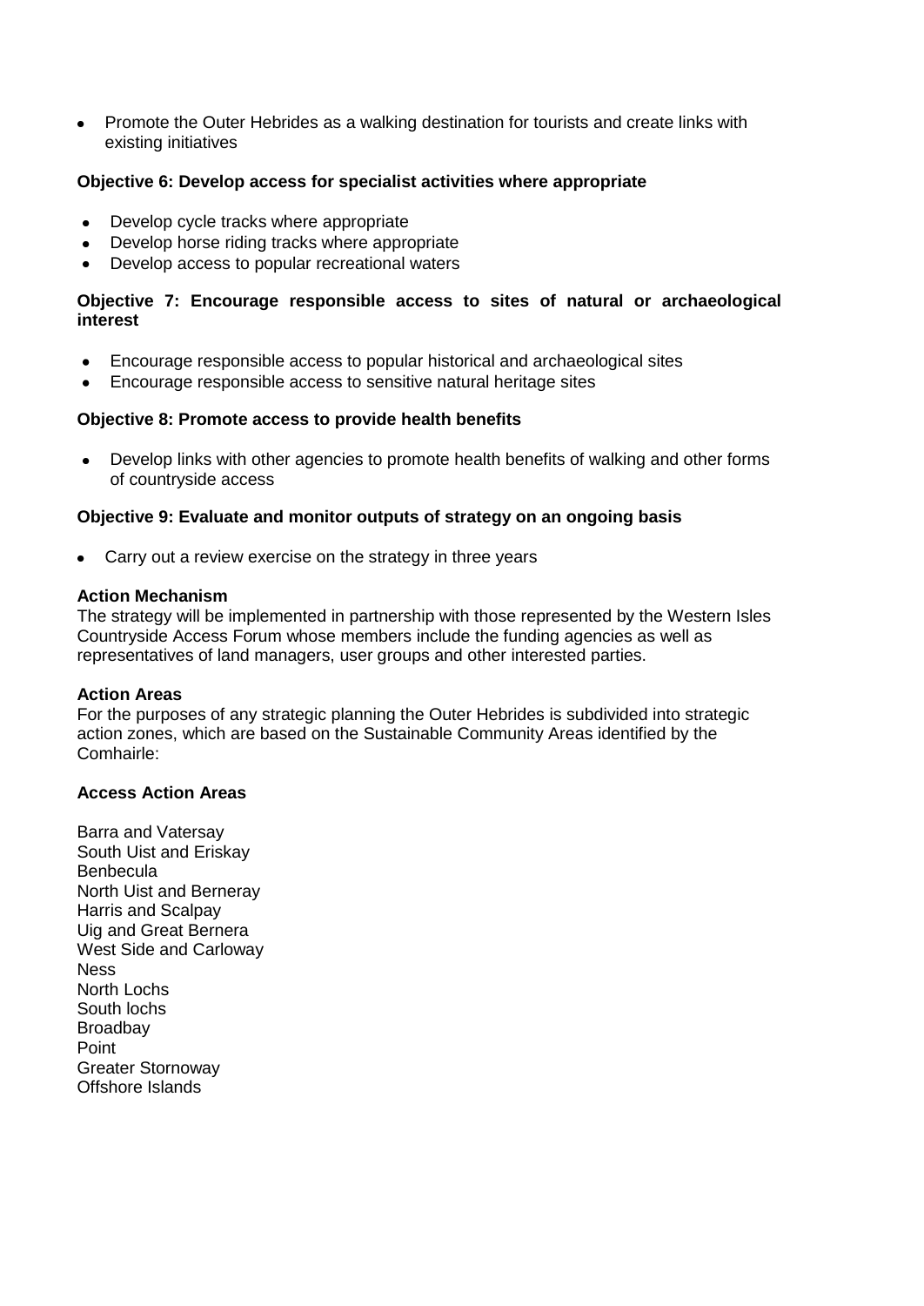- Promote the Outer Hebrides as a walking destination for tourists and create links with existing initiatives

**Objective 6: Develop access for specialist activities where appropriate**

- Develop cycle tracks where appropriate
- Develop horse riding tracks where appropriate
- Develop access to popular recreational waters

**Objective 7: Encourage responsible access to sites of natural or archaeological interest**

- Encourage responsible access to popular historical and archaeological sites
- Encourage responsible access to sensitive natural heritage sites

**Objective 8: Promote access to provide health benefits**

- Develop links with other agencies to promote health benefits of walking and other forms of countryside access

**Objective 9: Evaluate and monitor outputs of strategy on an ongoing basis**

- Carry out a review exercise on the strategy in three years

**Action Mechanism**

The strategy will be implemented in partnership with those represented by the Western Isles Countryside Access Forum whose members include the funding agencies as well as representatives of land managers, user groups and other interested parties.

**Action Areas**

For the purposes of any strategic planning the Outer Hebrides is subdivided into strategic action zones, which are based on the Sustainable Community Areas identified by the Comhairle:

**Access Action Areas**

Barra and Vatersay
South Uist and Eriskay
Benbecula
North Uist and Berneray
Harris and Scalpay
Uig and Great Bernera
West Side and Carloway
Ness
North Lochs
South lochs
Broadbay
Point
Greater Stornoway
Offshore Islands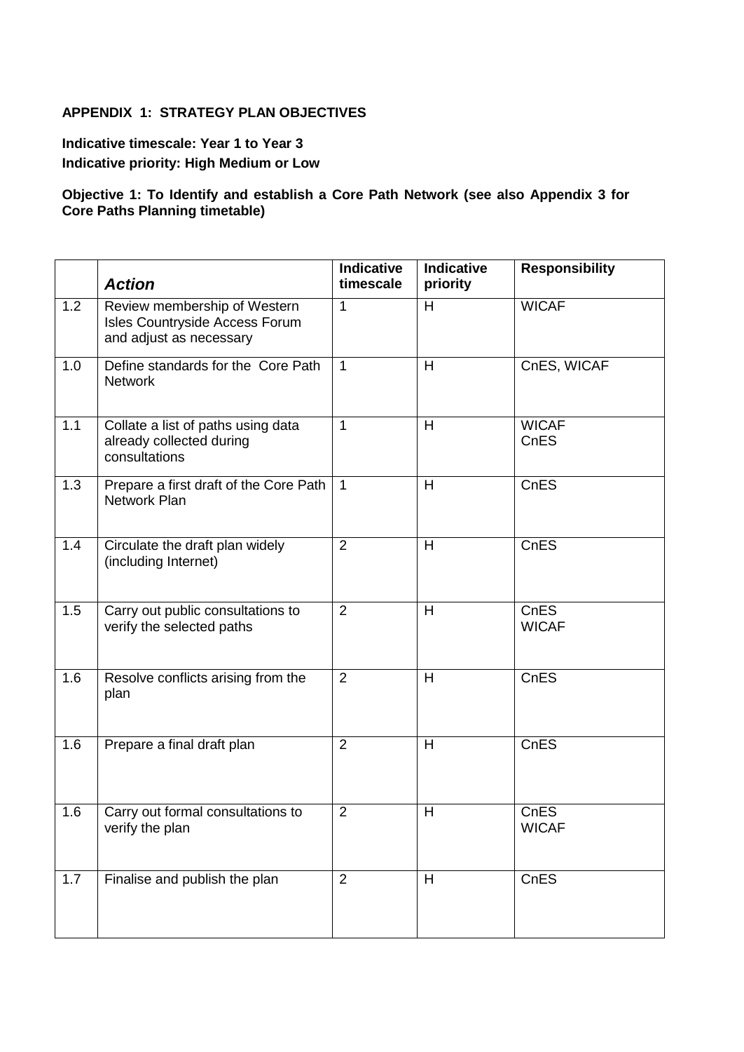**APPENDIX 1: STRATEGY PLAN OBJECTIVES**

**Indicative timescale: Year 1 to Year 3**

**Indicative priority: High Medium or Low**

**Objective 1: To Identify and establish a Core Path Network (see also Appendix 3 for Core Paths Planning timetable)**

| | ***Action*** | **Indicative timescale** | **Indicative priority** | **Responsibility** |
|---|---|---|---|---|
| 1.2 | Review membership of Western Isles Countryside Access Forum and adjust as necessary | 1 | H | WICAF |
| 1.0 | Define standards for the Core Path Network | 1 | H | CnES, WICAF |
| 1.1 | Collate a list of paths using data already collected during consultations | 1 | H | WICAF<br>CnES |
| 1.3 | Prepare a first draft of the Core Path Network Plan | 1 | H | CnES |
| 1.4 | Circulate the draft plan widely (including Internet) | 2 | H | CnES |
| 1.5 | Carry out public consultations to verify the selected paths | 2 | H | CnES<br>WICAF |
| 1.6 | Resolve conflicts arising from the plan | 2 | H | CnES |
| 1.6 | Prepare a final draft plan | 2 | H | CnES |
| 1.6 | Carry out formal consultations to verify the plan | 2 | H | CnES<br>WICAF |
| 1.7 | Finalise and publish the plan | 2 | H | CnES |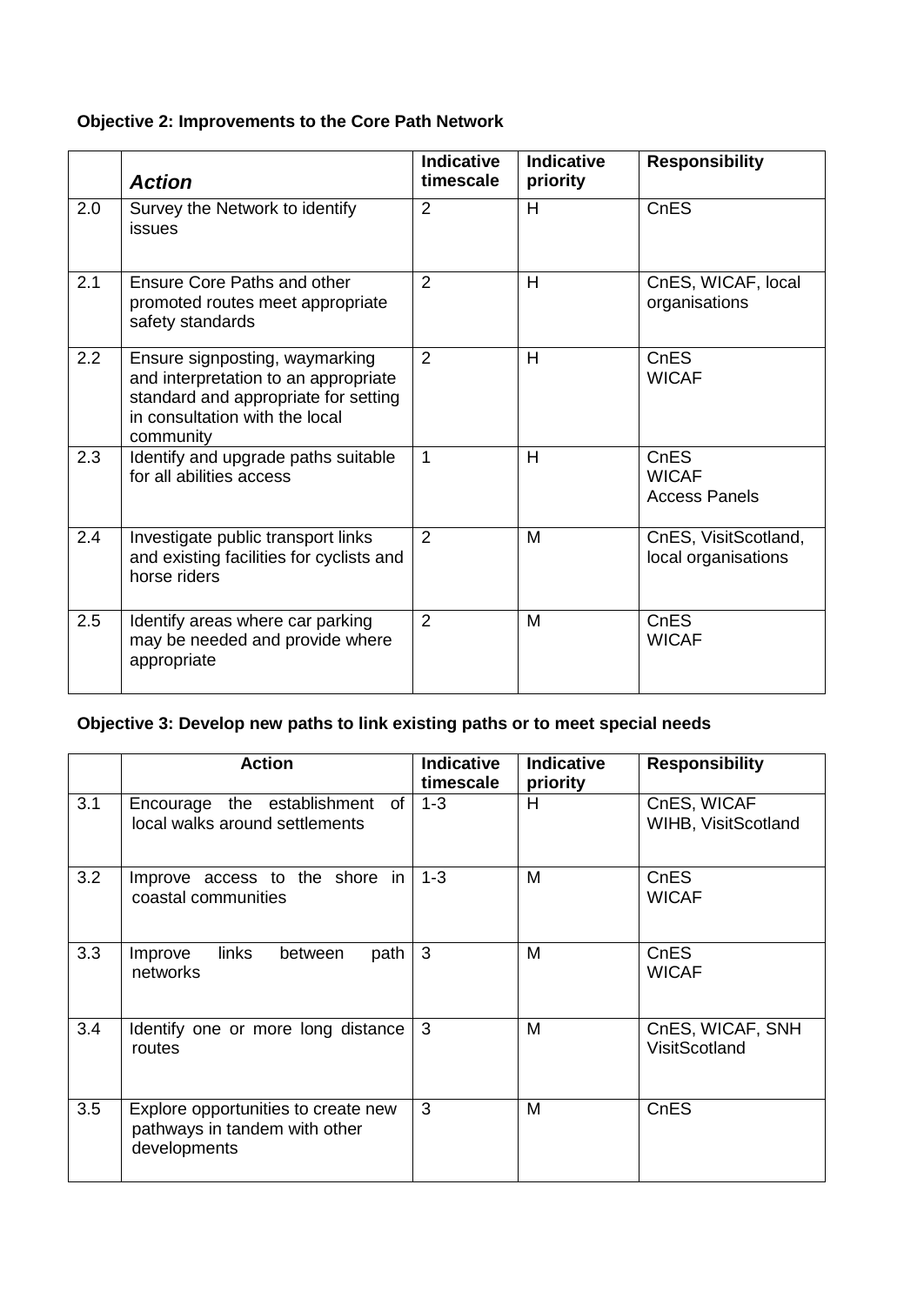**Objective 2: Improvements to the Core Path Network**

| | *Action* | Indicative timescale | Indicative priority | Responsibility |
|---|---|---|---|---|
| 2.0 | Survey the Network to identify issues | 2 | H | CnES |
| 2.1 | Ensure Core Paths and other promoted routes meet appropriate safety standards | 2 | H | CnES, WICAF, local organisations |
| 2.2 | Ensure signposting, waymarking and interpretation to an appropriate standard and appropriate for setting in consultation with the local community | 2 | H | CnES<br>WICAF |
| 2.3 | Identify and upgrade paths suitable for all abilities access | 1 | H | CnES<br>WICAF<br>Access Panels |
| 2.4 | Investigate public transport links and existing facilities for cyclists and horse riders | 2 | M | CnES, VisitScotland, local organisations |
| 2.5 | Identify areas where car parking may be needed and provide where appropriate | 2 | M | CnES<br>WICAF |

**Objective 3: Develop new paths to link existing paths or to meet special needs**

| | Action | Indicative timescale | Indicative priority | Responsibility |
|---|---|---|---|---|
| 3.1 | Encourage the establishment of local walks around settlements | 1-3 | H | CnES, WICAF<br>WIHB, VisitScotland |
| 3.2 | Improve access to the shore in coastal communities | 1-3 | M | CnES<br>WICAF |
| 3.3 | Improve links between path networks | 3 | M | CnES<br>WICAF |
| 3.4 | Identify one or more long distance routes | 3 | M | CnES, WICAF, SNH<br>VisitScotland |
| 3.5 | Explore opportunities to create new pathways in tandem with other developments | 3 | M | CnES |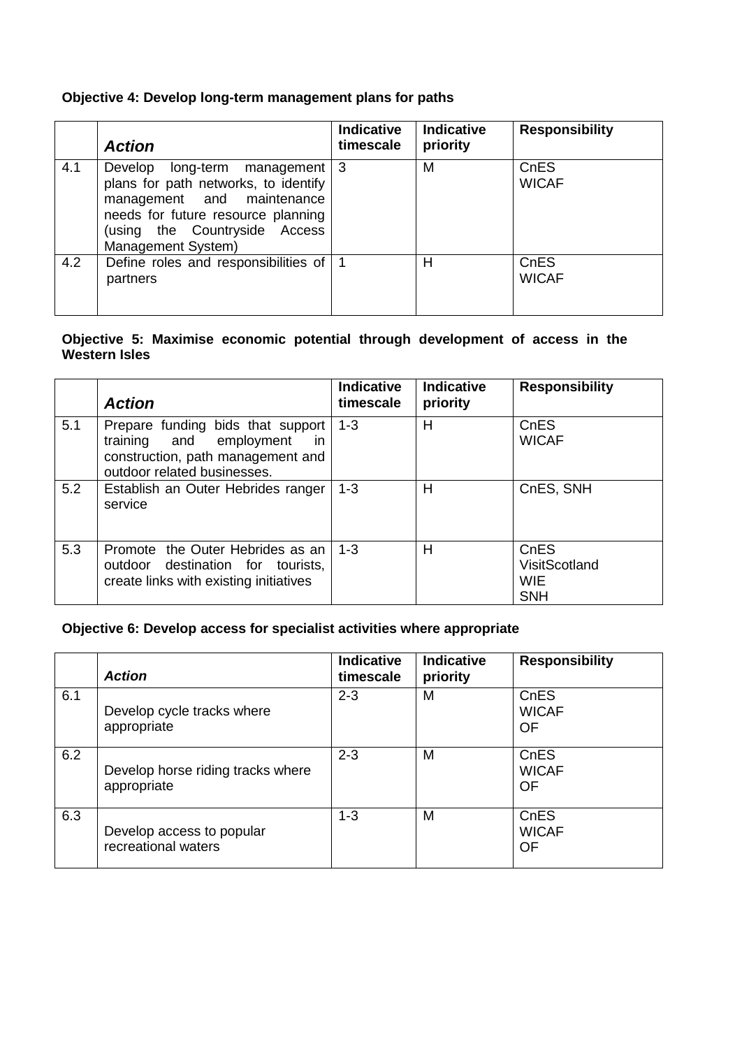**Objective 4: Develop long-term management plans for paths**

| | *Action* | Indicative timescale | Indicative priority | Responsibility |
|---|---|---|---|---|
| 4.1 | Develop long-term management plans for path networks, to identify management and maintenance needs for future resource planning (using the Countryside Access Management System) | 3 | M | CnES<br>WICAF |
| 4.2 | Define roles and responsibilities of partners | 1 | H | CnES<br>WICAF |

**Objective 5: Maximise economic potential through development of access in the Western Isles**

| | *Action* | Indicative timescale | Indicative priority | Responsibility |
|---|---|---|---|---|
| 5.1 | Prepare funding bids that support training and employment in construction, path management and outdoor related businesses. | 1-3 | H | CnES<br>WICAF |
| 5.2 | Establish an Outer Hebrides ranger service | 1-3 | H | CnES, SNH |
| 5.3 | Promote the Outer Hebrides as an outdoor destination for tourists, create links with existing initiatives | 1-3 | H | CnES<br>VisitScotland<br>WIE<br>SNH |

**Objective 6: Develop access for specialist activities where appropriate**

| | *Action* | Indicative timescale | Indicative priority | Responsibility |
|---|---|---|---|---|
| 6.1 | Develop cycle tracks where appropriate | 2-3 | M | CnES<br>WICAF<br>OF |
| 6.2 | Develop horse riding tracks where appropriate | 2-3 | M | CnES<br>WICAF<br>OF |
| 6.3 | Develop access to popular recreational waters | 1-3 | M | CnES<br>WICAF<br>OF |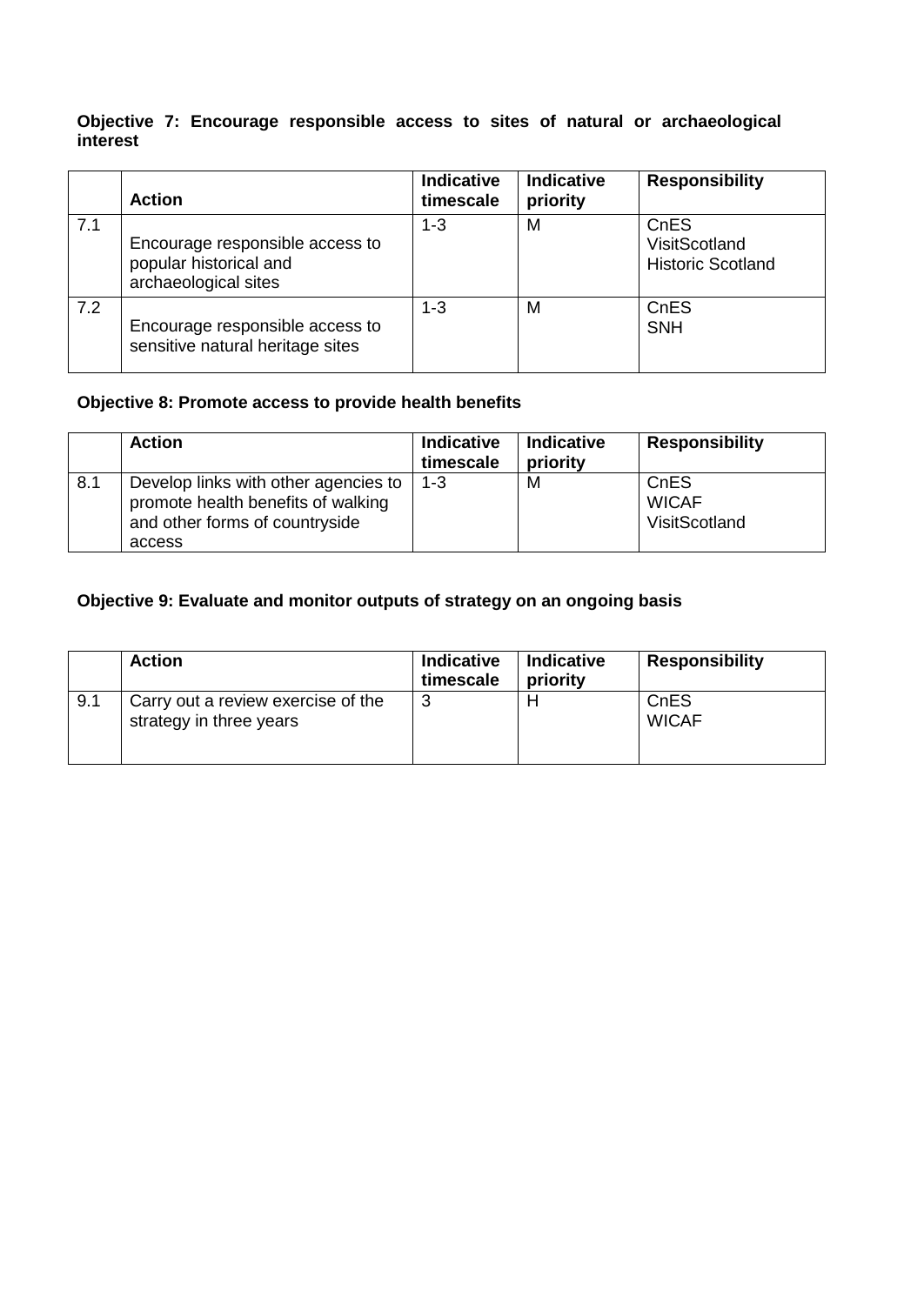**Objective 7: Encourage responsible access to sites of natural or archaeological interest**

| | Action | Indicative timescale | Indicative priority | Responsibility |
|---|---|---|---|---|
| 7.1 | Encourage responsible access to popular historical and archaeological sites | 1-3 | M | CnES<br>VisitScotland<br>Historic Scotland |
| 7.2 | Encourage responsible access to sensitive natural heritage sites | 1-3 | M | CnES<br>SNH |

**Objective 8: Promote access to provide health benefits**

| | Action | Indicative timescale | Indicative priority | Responsibility |
|---|---|---|---|---|
| 8.1 | Develop links with other agencies to promote health benefits of walking and other forms of countryside access | 1-3 | M | CnES<br>WICAF<br>VisitScotland |

**Objective 9: Evaluate and monitor outputs of strategy on an ongoing basis**

| | Action | Indicative timescale | Indicative priority | Responsibility |
|---|---|---|---|---|
| 9.1 | Carry out a review exercise of the strategy in three years | 3 | H | CnES<br>WICAF |